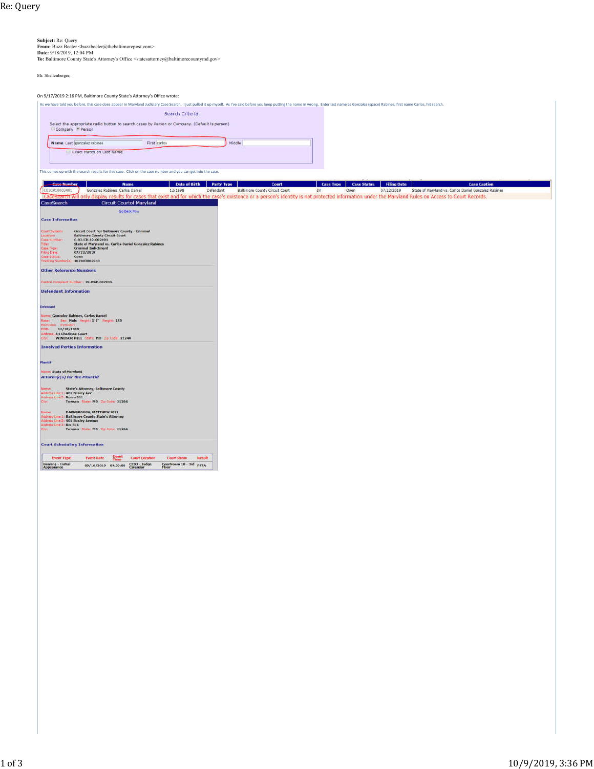# Re: Query

**Subject:** Re: Query
**From:** Buzz Beeler <buzzbeeler@thebaltimorepost.com>
**Date:** 9/18/2019, 12:04 PM
**To:** Baltimore County State's Attorney's Office <statesattorney@baltimorecountymd.gov>

Mr. Shellenberger,

On 9/17/2019 2:16 PM, Baltimore County State's Attorney's Office wrote:

As we have told you before, this case does appear in Maryland Judiciary Case Search. I just pulled it up myself. As I've said before you keep putting the name in wrong. Enter last name as Gonzalez (space) Rabines, first name Carlos, hit search.

Search Criteria

Select the appropriate radio button to search cases by Person or Company. (Default is person)
Company   Person

Name Last gonzalez rabines   First carlos   Middle

Exact Match on Last Name

This comes up with the search results for this case. Click on the case number and you can get into the case.

| Case Number | Name | Date of Birth | Party Type | Court | Case Type | Case Status | Filing Date | Case Caption |
|---|---|---|---|---|---|---|---|---|
| C03CR19002491 | Gonzalez Rabines, Carlos Daniel | 12/1998 | Defendant | Baltimore County Circuit Court | IN | Open | 07/22/2019 | State of Maryland vs. Carlos Daniel Gonzalez Rabines |

CaseSearch will only display results for cases that exist and for which the case's existence or a person's identity is not protected information under the Maryland Rules on Access to Court Records.

CaseSearch   Circuit Courtof Maryland

Go Back Now

**Case Information**

Court System: Circuit Court for Baltimore County - Criminal
Location: Baltimore County Circuit Court
Case Number: C-03-CR-19-002491
Title: State of Maryland vs. Carlos Daniel Gonzalez Rabines
Case Type: Criminal Indictment
Filing Date: 07/12/2019
Case Status: Open
Tracking Number(s): 167003006040

**Other Reference Numbers**

Central Complaint Number: 19-MSP-007015

**Defendant Information**

Defendant

Name: Gonzalez Rabines, Carlos Daniel
Race:   Sex: Male   Height: 5'1"   Weight: 145
HairColor:   EyeColor:
DOB: 12/18/1998
Address: 11 Chadmaa Court
City: WINDSOR MILL   State: MD   Zip Code: 21244

**Involved Parties Information**

Plaintiff

Name: State of Maryland

*Attorney(s) for the Plaintiff*

Name: State's Attorney, Baltimore County
Address Line 1: 401 Bosley Ave
Address Line 2: Room 511
City: Towson   State: MD   Zip Code: 21204

Name: DARNBROUGH, MATTHEW HILL
Address Line 1: Baltimore County State's Attorney
Address Line 2: 401 Bosley Avenue
Address Line 3: Rm 511
City: Towson   State: MD   Zip Code: 21204

**Court Scheduling Information**

| Event Type | Event Date | Event Time | Court Location | Court Room | Result |
|---|---|---|---|---|---|
| Hearing - Initial Appearance | 09/16/2019 | 09:30:00 | CC03 - Judge Calendar | Courtroom 10 - 3rd Floor | FFTA |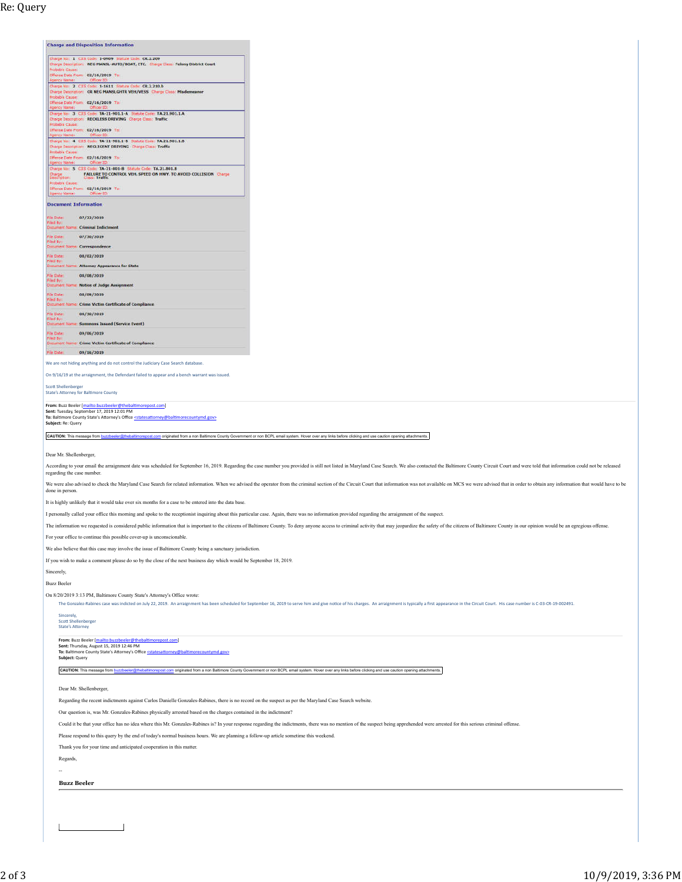Re: Query

### Charge and Disposition Information

Charge No: 1 CJIS Code: 1-0909 Statute Code: CR.2.209
Charge Description: NEG MANSL-AUTO/BOAT, ETC. Charge Class: Felony District Court
Probable Cause:
Offense Date From: 02/16/2019 To:
Agency Name: Officer ID:

Charge No: 2 CJIS Code: 1-1611 Statute Code: CR.2.210.b
Charge Description: CR NEG MANSLGHTR VEH/VESS Charge Class: Misdemeanor
Probable Cause:
Offense Date From: 02/16/2019 To:
Agency Name: Officer ID:

Charge No: 3 CJIS Code: TA-21-901.1-A Statute Code: TA.21.901.1.A
Charge Description: RECKLESS DRIVING Charge Class: Traffic
Probable Cause:
Offense Date From: 02/16/2019 To:
Agency Name: Officer ID:

Charge No: 4 CJIS Code: TA-21-901.1-B Statute Code: TA.21.901.1.B
Charge Description: NEGLIGENT DRIVING Charge Class: Traffic
Probable Cause:
Offense Date From: 02/16/2019 To:
Agency Name: Officer ID:

Charge No: 5 CJIS Code: TA-21-801-B Statute Code: TA.21.801.B
Charge Description: FAILURE TO CONTROL VEH. SPEED ON HWY. TO AVOID COLLISION Charge Class: Traffic
Probable Cause:
Offense Date From: 02/16/2019 To:
Agency Name: Officer ID:

### Document Information

File Date: 07/22/2019
Filed By:
Document Name: Criminal Indictment

File Date: 07/30/2019
Filed By:
Document Name: Correspondence

File Date: 08/02/2019
Filed By:
Document Name: Attorney Appearance for State

File Date: 08/08/2019
Filed By:
Document Name: Notice of Judge Assignment

File Date: 08/08/2019
Filed By:
Document Name: Crime Victim Certificate of Compliance

File Date: 08/30/2019
Filed By:
Document Name: Summons Issued (Service Event)

File Date: 09/06/2019
Filed By:
Document Name: Crime Victim Certificate of Compliance

File Date: 09/16/2019

We are not hiding anything and do not control the Judiciary Case Search database.

On 9/16/19 at the arraignment, the Defendant failed to appear and a bench warrant was issued.

Scott Shellenberger
State's Attorney for Baltimore County

**From:** Buzz Beeler [mailto:buzzbeeler@thebaltimorepost.com]
**Sent:** Tuesday, September 17, 2019 12:01 PM
**To:** Baltimore County State's Attorney's Office <statesattorney@baltimorecountymd.gov>
**Subject:** Re: Query

**CAUTION:** This message from buzzbeeler@thebaltimorepost.com originated from a non Baltimore County Government or non BCPL email system. Hover over any links before clicking and use caution opening attachments.

Dear Mr. Shellenberger,

According to your email the arraignment date was scheduled for September 16, 2019. Regarding the case number you provided is still not listed in Maryland Case Search. We also contacted the Baltimore County Circuit Court and were told that information could not be released regarding the case number.

We were also advised to check the Maryland Case Search for related information. When we advised the operator from the criminal section of the Circuit Court that information was not available on MCS we were advised that in order to obtain any information that would have to be done in person.

It is highly unlikely that it would take over six months for a case to be entered into the data base.

I personally called your office this morning and spoke to the receptionist inquiring about this particular case. Again, there was no information provided regarding the arraignment of the suspect.

The information we requested is considered public information that is important to the citizens of Baltimore County. To deny anyone access to criminal activity that may jeopardize the safety of the citizens of Baltimore County in our opinion would be an egregious offense.

For your office to continue this possible cover-up is unconscionable.

We also believe that this case may involve the issue of Baltimore County being a sanctuary jurisdiction.

If you wish to make a comment please do so by the close of the next business day which would be September 18, 2019.

Sincerely,

Buzz Beeler

On 8/20/2019 3:13 PM, Baltimore County State's Attorney's Office wrote:

> The Gonzalez-Rabines case was indicted on July 22, 2019. An arraignment has been scheduled for September 16, 2019 to serve him and give notice of his charges. An arraignment is typically a first appearance in the Circuit Court. His case number is C-03-CR-19-002491.
>
> Sincerely,
> Scott Shellenberger
> State's Attorney
>
> **From:** Buzz Beeler [mailto:buzzbeeler@thebaltimorepost.com]
> **Sent:** Thursday, August 15, 2019 12:46 PM
> **To:** Baltimore County State's Attorney's Office <statesattorney@baltimorecountymd.gov>
> **Subject:** Query
>
> **CAUTION:** This message from buzzbeeler@thebaltimorepost.com originated from a non Baltimore County Government or non BCPL email system. Hover over any links before clicking and use caution opening attachments.
>
> Dear Mr. Shellenberger,
>
> Regarding the recent indictments against Carlos Danielle Gonzales-Rabines, there is no record on the suspect as per the Maryland Case Search website.
>
> Our question is, was Mr. Gonzales-Rabines physically arrested based on the charges contained in the indictment?
>
> Could it be that your office has no idea where this Mr. Gonzales-Rabines is? In your response regarding the indictments, there was no mention of the suspect being apprehended when he was arrested for this serious criminal offense.
>
> Please respond to this query by the end of today's normal business hours. We are planning a follow-up article sometime this weekend.
>
> Thank you for your time and anticipated cooperation in this matter.
>
> Regards,
>
> --
>
> **Buzz Beeler**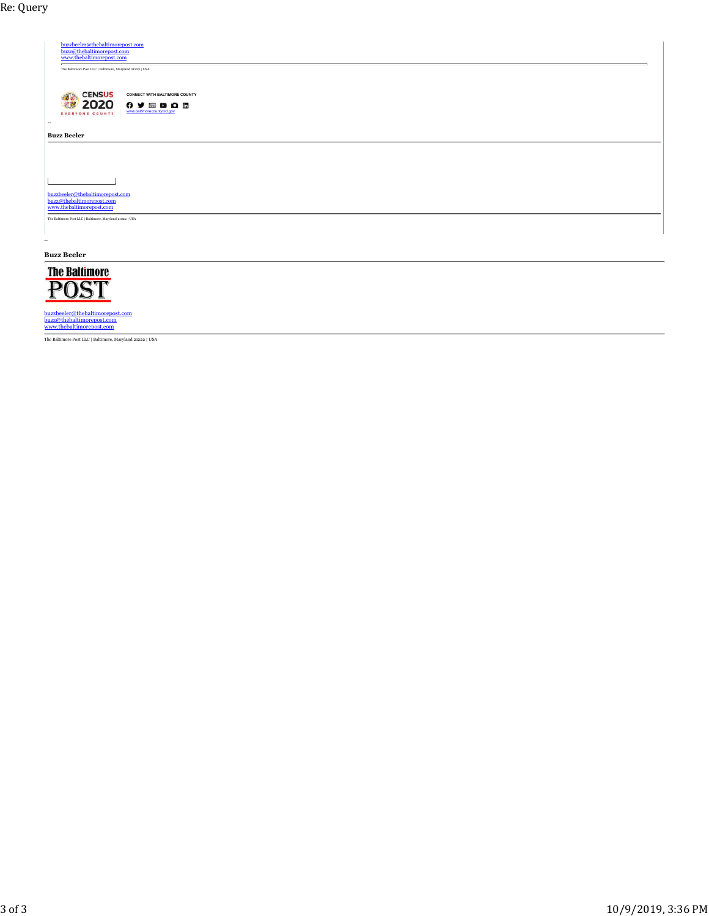buzzbeeler@thebaltimorepost.com
buzz@thebaltimorepost.com
www.thebaltimorepost.com

The Baltimore Post LLC | Baltimore, Maryland 21222 | USA

CENSUS 2020
EVERYONE COUNTS

CONNECT WITH BALTIMORE COUNTY

www.baltimorecountymd.gov

--

**Buzz Beeler**

buzzbeeler@thebaltimorepost.com
buzz@thebaltimorepost.com
www.thebaltimorepost.com

The Baltimore Post LLC | Baltimore, Maryland 21222 | USA

--

**Buzz Beeler**

The Baltimore POST

buzzbeeler@thebaltimorepost.com
buzz@thebaltimorepost.com
www.thebaltimorepost.com

The Baltimore Post LLC | Baltimore, Maryland 21222 | USA